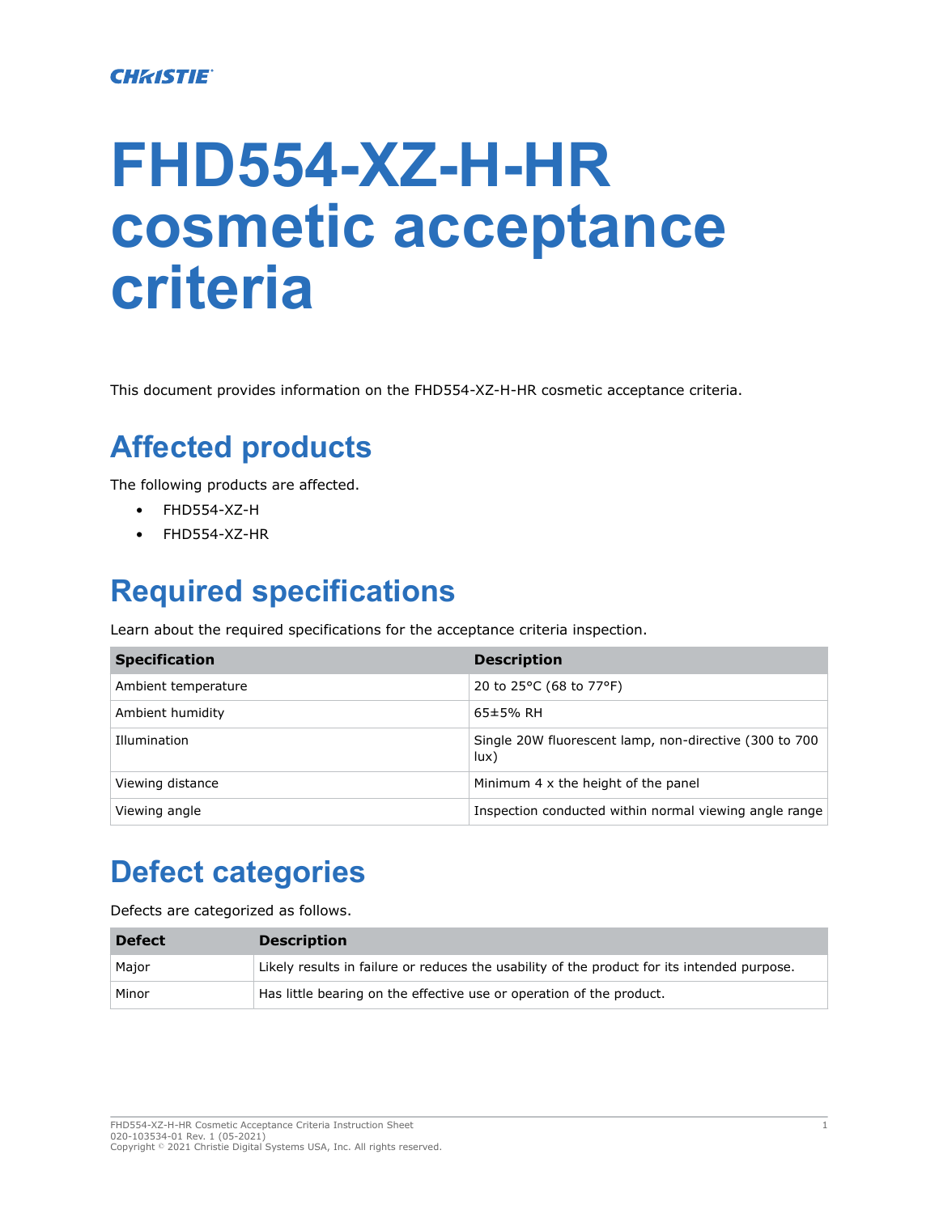CHRISTIE

# FHD554-XZ-H-HR cosmetic acceptance criteria

This document provides information on the FHD554-XZ-H-HR cosmetic acceptance criteria.

## Affected products

The following products are affected.

- FHD554-XZ-H
- FHD554-XZ-HR

## Required specifications

Learn about the required specifications for the acceptance criteria inspection.

| Specification | Description |
|---|---|
| Ambient temperature | 20 to 25°C (68 to 77°F) |
| Ambient humidity | 65±5% RH |
| Illumination | Single 20W fluorescent lamp, non-directive (300 to 700 lux) |
| Viewing distance | Minimum 4 x the height of the panel |
| Viewing angle | Inspection conducted within normal viewing angle range |

## Defect categories

Defects are categorized as follows.

| Defect | Description |
|---|---|
| Major | Likely results in failure or reduces the usability of the product for its intended purpose. |
| Minor | Has little bearing on the effective use or operation of the product. |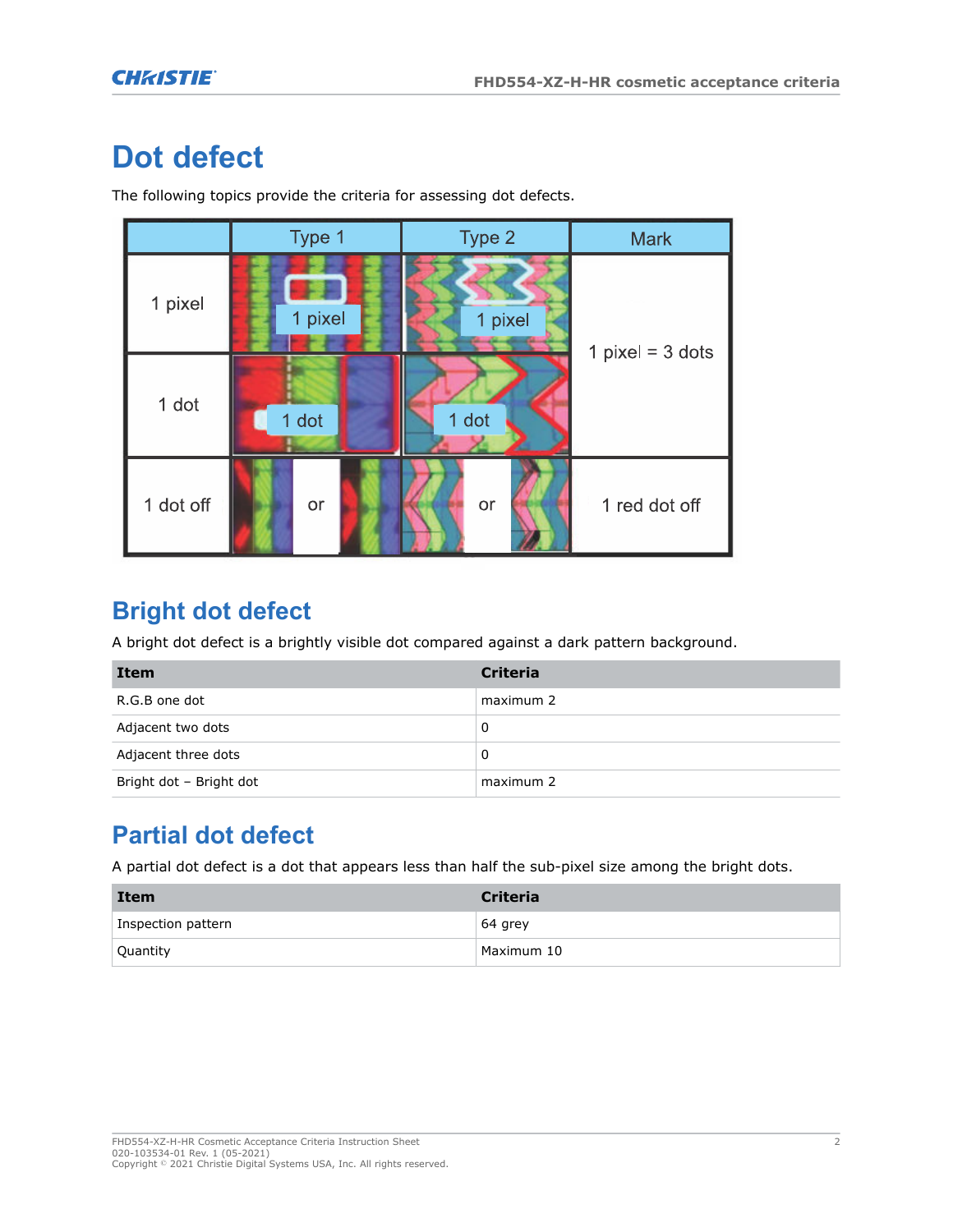# Dot defect

The following topics provide the criteria for assessing dot defects.

| | Type 1 | Type 2 | Mark |
|---|---|---|---|
| 1 pixel | 1 pixel | 1 pixel | 1 pixel = 3 dots |
| 1 dot | 1 dot | 1 dot | |
| 1 dot off | or | or | 1 red dot off |

## Bright dot defect

A bright dot defect is a brightly visible dot compared against a dark pattern background.

| Item | Criteria |
|---|---|
| R.G.B one dot | maximum 2 |
| Adjacent two dots | 0 |
| Adjacent three dots | 0 |
| Bright dot – Bright dot | maximum 2 |

## Partial dot defect

A partial dot defect is a dot that appears less than half the sub-pixel size among the bright dots.

| Item | Criteria |
|---|---|
| Inspection pattern | 64 grey |
| Quantity | Maximum 10 |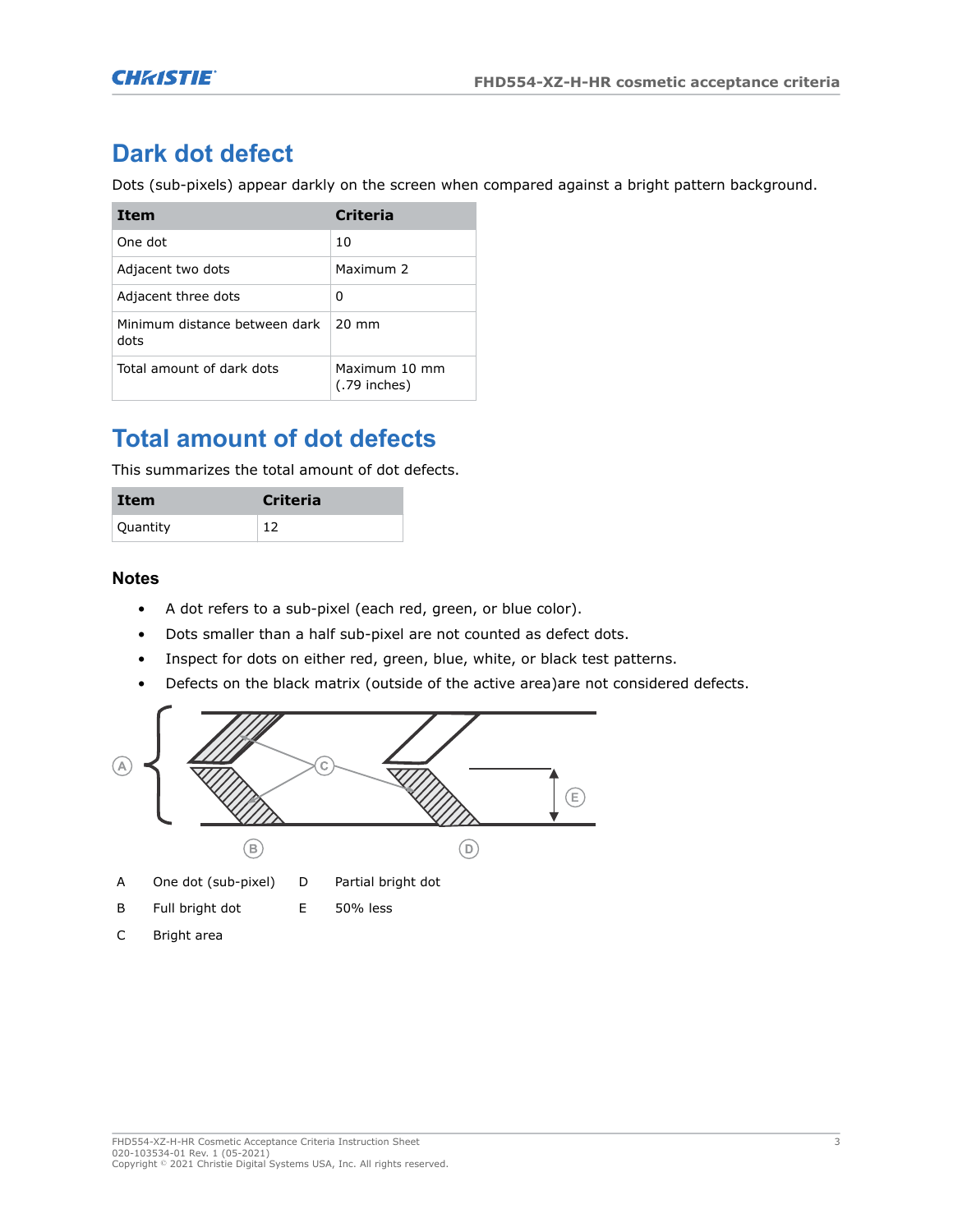# Dark dot defect

Dots (sub-pixels) appear darkly on the screen when compared against a bright pattern background.

| Item | Criteria |
|---|---|
| One dot | 10 |
| Adjacent two dots | Maximum 2 |
| Adjacent three dots | 0 |
| Minimum distance between dark dots | 20 mm |
| Total amount of dark dots | Maximum 10 mm (.79 inches) |

# Total amount of dot defects

This summarizes the total amount of dot defects.

| Item | Criteria |
|---|---|
| Quantity | 12 |

### Notes

- A dot refers to a sub-pixel (each red, green, or blue color).
- Dots smaller than a half sub-pixel are not counted as defect dots.
- Inspect for dots on either red, green, blue, white, or black test patterns.
- Defects on the black matrix (outside of the active area)are not considered defects.

A
B
C
D
E

A One dot (sub-pixel)
B Full bright dot
C Bright area
D Partial bright dot
E 50% less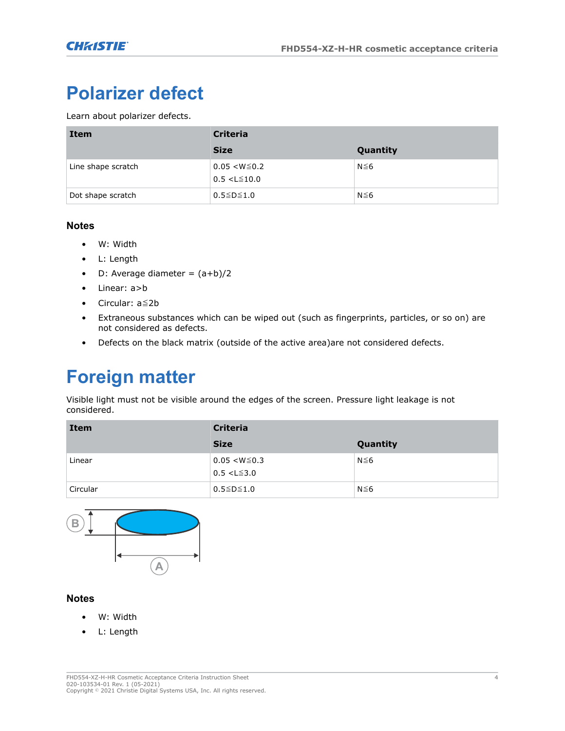# Polarizer defect

Learn about polarizer defects.

| Item | Criteria | |
|---|---|---|
| | **Size** | **Quantity** |
| Line shape scratch | 0.05 <W≦0.2<br>0.5 <L≦10.0 | N≦6 |
| Dot shape scratch | 0.5≦D≦1.0 | N≦6 |

## Notes

- W: Width
- L: Length
- D: Average diameter = (a+b)/2
- Linear: a>b
- Circular: a≦2b
- Extraneous substances which can be wiped out (such as fingerprints, particles, or so on) are not considered as defects.
- Defects on the black matrix (outside of the active area)are not considered defects.

# Foreign matter

Visible light must not be visible around the edges of the screen. Pressure light leakage is not considered.

| Item | Criteria | |
|---|---|---|
| | **Size** | **Quantity** |
| Linear | 0.05 <W≦0.3<br>0.5 <L≦3.0 | N≦6 |
| Circular | 0.5≦D≦1.0 | N≦6 |

B

A

## Notes

- W: Width
- L: Length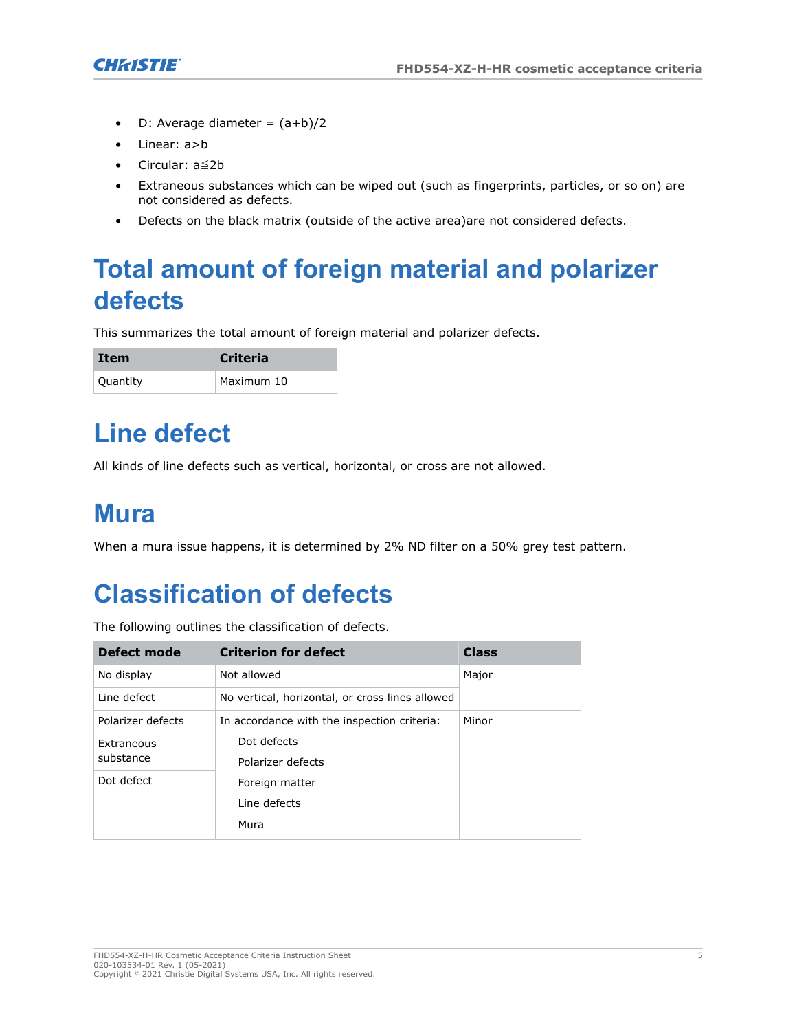- D: Average diameter = (a+b)/2
- Linear: a>b
- Circular: a≦2b
- Extraneous substances which can be wiped out (such as fingerprints, particles, or so on) are not considered as defects.
- Defects on the black matrix (outside of the active area)are not considered defects.

# Total amount of foreign material and polarizer defects

This summarizes the total amount of foreign material and polarizer defects.

| Item | Criteria |
|---|---|
| Quantity | Maximum 10 |

# Line defect

All kinds of line defects such as vertical, horizontal, or cross are not allowed.

# Mura

When a mura issue happens, it is determined by 2% ND filter on a 50% grey test pattern.

# Classification of defects

The following outlines the classification of defects.

| Defect mode | Criterion for defect | Class |
|---|---|---|
| No display | Not allowed | Major |
| Line defect | No vertical, horizontal, or cross lines allowed | |
| Polarizer defects | In accordance with the inspection criteria: Dot defects, Polarizer defects, Foreign matter, Line defects, Mura | Minor |
| Extraneous substance | | |
| Dot defect | | |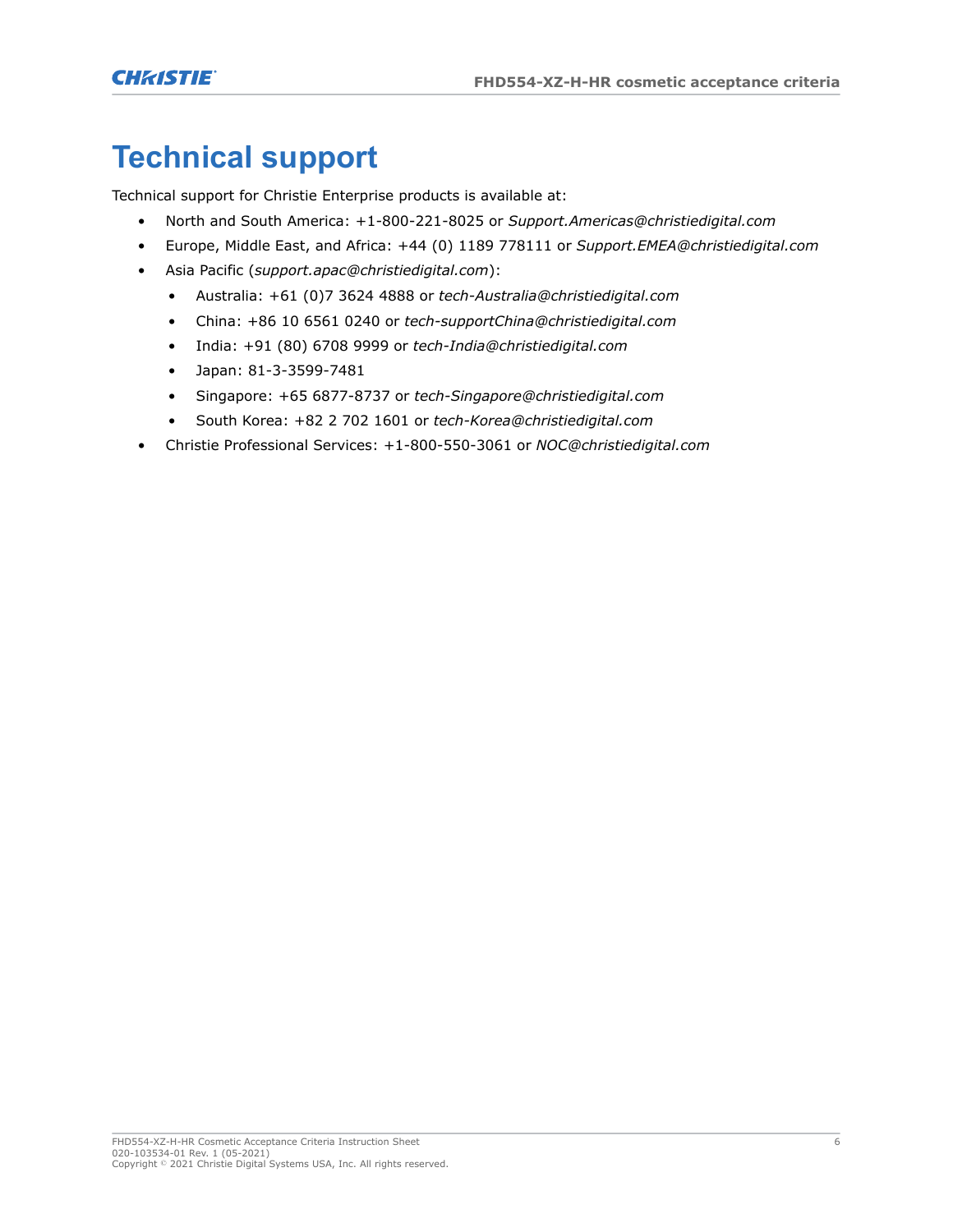# Technical support

Technical support for Christie Enterprise products is available at:

- North and South America: +1-800-221-8025 or *Support.Americas@christiedigital.com*
- Europe, Middle East, and Africa: +44 (0) 1189 778111 or *Support.EMEA@christiedigital.com*
- Asia Pacific (*support.apac@christiedigital.com*):
  - Australia: +61 (0)7 3624 4888 or *tech-Australia@christiedigital.com*
  - China: +86 10 6561 0240 or *tech-supportChina@christiedigital.com*
  - India: +91 (80) 6708 9999 or *tech-India@christiedigital.com*
  - Japan: 81-3-3599-7481
  - Singapore: +65 6877-8737 or *tech-Singapore@christiedigital.com*
  - South Korea: +82 2 702 1601 or *tech-Korea@christiedigital.com*
- Christie Professional Services: +1-800-550-3061 or *NOC@christiedigital.com*